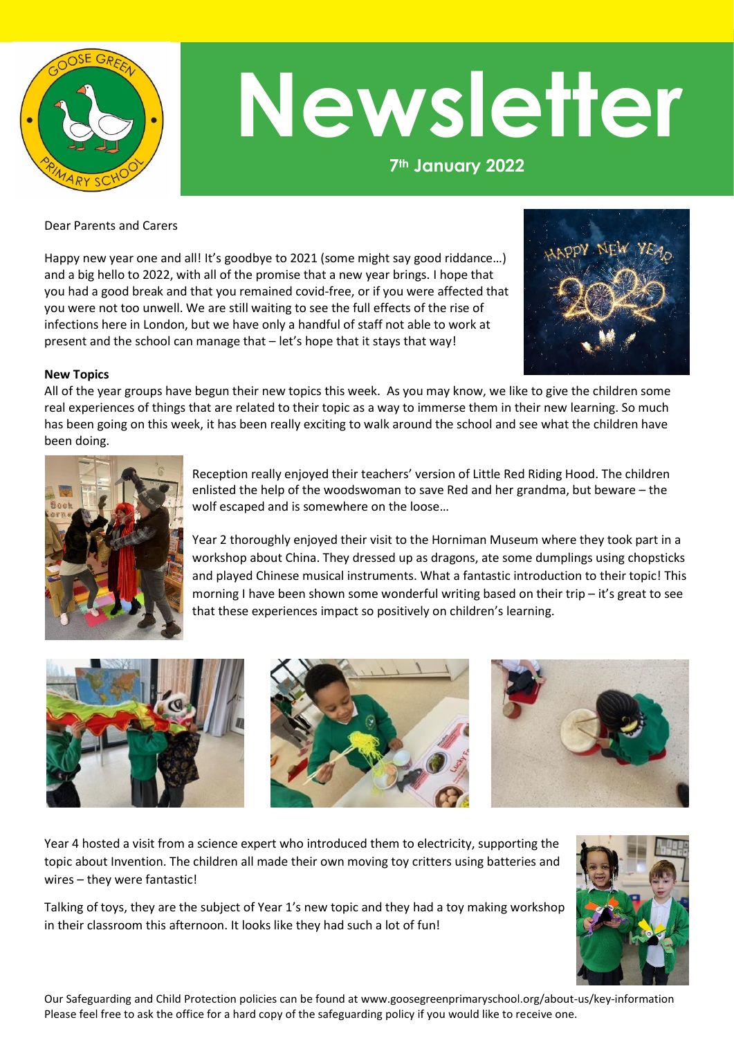# Newsletter

**7th January 2022**

Dear Parents and Carers

Happy new year one and all! It's goodbye to 2021 (some might say good riddance…) and a big hello to 2022, with all of the promise that a new year brings. I hope that you had a good break and that you remained covid-free, or if you were affected that you were not too unwell. We are still waiting to see the full effects of the rise of infections here in London, but we have only a handful of staff not able to work at present and the school can manage that – let's hope that it stays that way!

**New Topics**

All of the year groups have begun their new topics this week. As you may know, we like to give the children some real experiences of things that are related to their topic as a way to immerse them in their new learning. So much has been going on this week, it has been really exciting to walk around the school and see what the children have been doing.

Reception really enjoyed their teachers' version of Little Red Riding Hood. The children enlisted the help of the woodswoman to save Red and her grandma, but beware – the wolf escaped and is somewhere on the loose…

Year 2 thoroughly enjoyed their visit to the Horniman Museum where they took part in a workshop about China. They dressed up as dragons, ate some dumplings using chopsticks and played Chinese musical instruments. What a fantastic introduction to their topic! This morning I have been shown some wonderful writing based on their trip – it's great to see that these experiences impact so positively on children's learning.

Year 4 hosted a visit from a science expert who introduced them to electricity, supporting the topic about Invention. The children all made their own moving toy critters using batteries and wires – they were fantastic!

Talking of toys, they are the subject of Year 1's new topic and they had a toy making workshop in their classroom this afternoon. It looks like they had such a lot of fun!

Our Safeguarding and Child Protection policies can be found at www.goosegreenprimaryschool.org/about-us/key-information
Please feel free to ask the office for a hard copy of the safeguarding policy if you would like to receive one.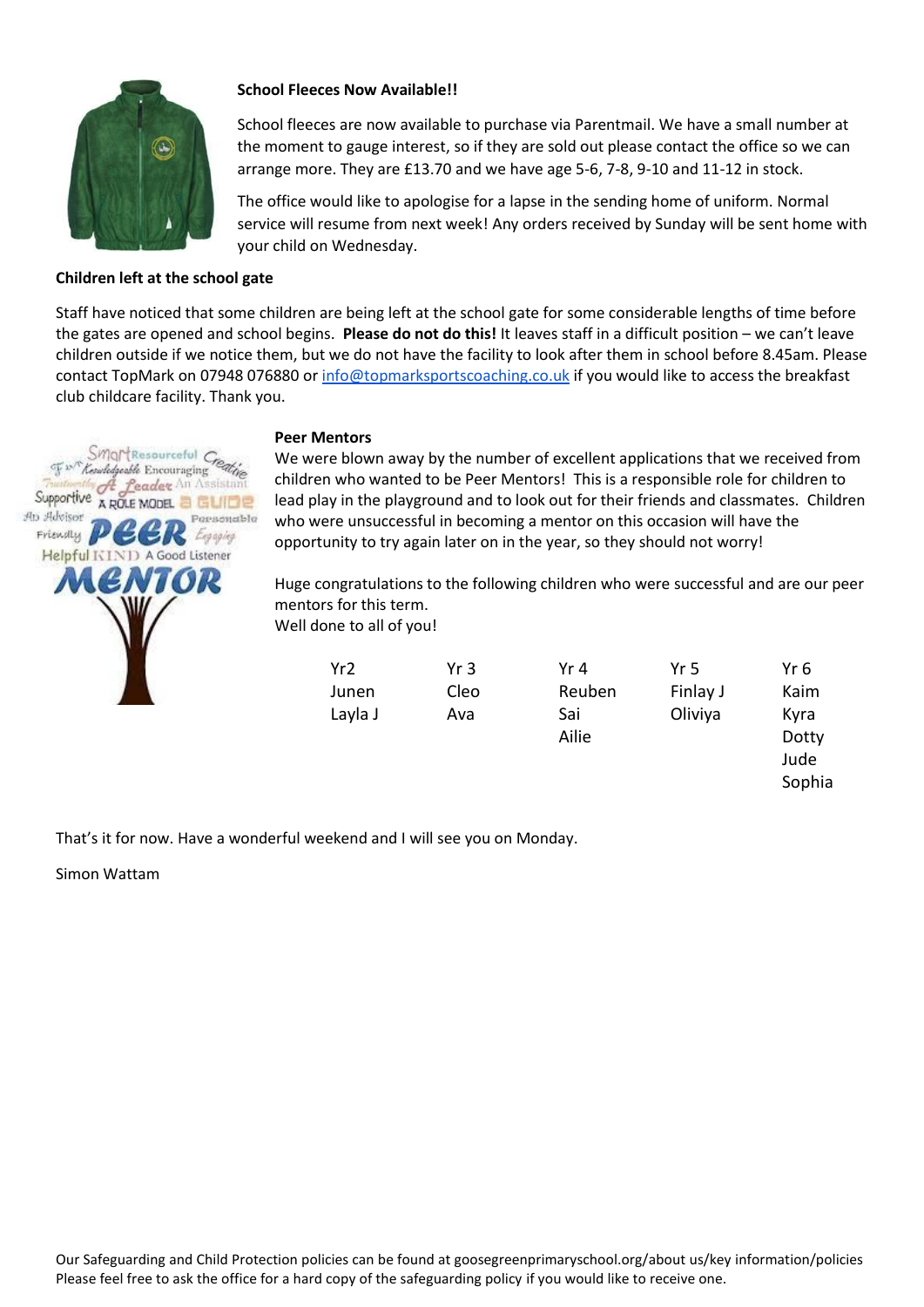**School Fleeces Now Available!!**

School fleeces are now available to purchase via Parentmail. We have a small number at the moment to gauge interest, so if they are sold out please contact the office so we can arrange more. They are £13.70 and we have age 5-6, 7-8, 9-10 and 11-12 in stock.

The office would like to apologise for a lapse in the sending home of uniform. Normal service will resume from next week! Any orders received by Sunday will be sent home with your child on Wednesday.

**Children left at the school gate**

Staff have noticed that some children are being left at the school gate for some considerable lengths of time before the gates are opened and school begins. **Please do not do this!** It leaves staff in a difficult position – we can't leave children outside if we notice them, but we do not have the facility to look after them in school before 8.45am. Please contact TopMark on 07948 076880 or info@topmarksportscoaching.co.uk if you would like to access the breakfast club childcare facility. Thank you.

**Peer Mentors**

We were blown away by the number of excellent applications that we received from children who wanted to be Peer Mentors! This is a responsible role for children to lead play in the playground and to look out for their friends and classmates. Children who were unsuccessful in becoming a mentor on this occasion will have the opportunity to try again later on in the year, so they should not worry!

Huge congratulations to the following children who were successful and are our peer mentors for this term.
Well done to all of you!

| Yr2 | Yr 3 | Yr 4 | Yr 5 | Yr 6 |
|---|---|---|---|---|
| Junen | Cleo | Reuben | Finlay J | Kaim |
| Layla J | Ava | Sai | Oliviya | Kyra |
| | | Ailie | | Dotty |
| | | | | Jude |
| | | | | Sophia |

That's it for now. Have a wonderful weekend and I will see you on Monday.

Simon Wattam

Our Safeguarding and Child Protection policies can be found at goosegreenprimaryschool.org/about us/key information/policies
Please feel free to ask the office for a hard copy of the safeguarding policy if you would like to receive one.